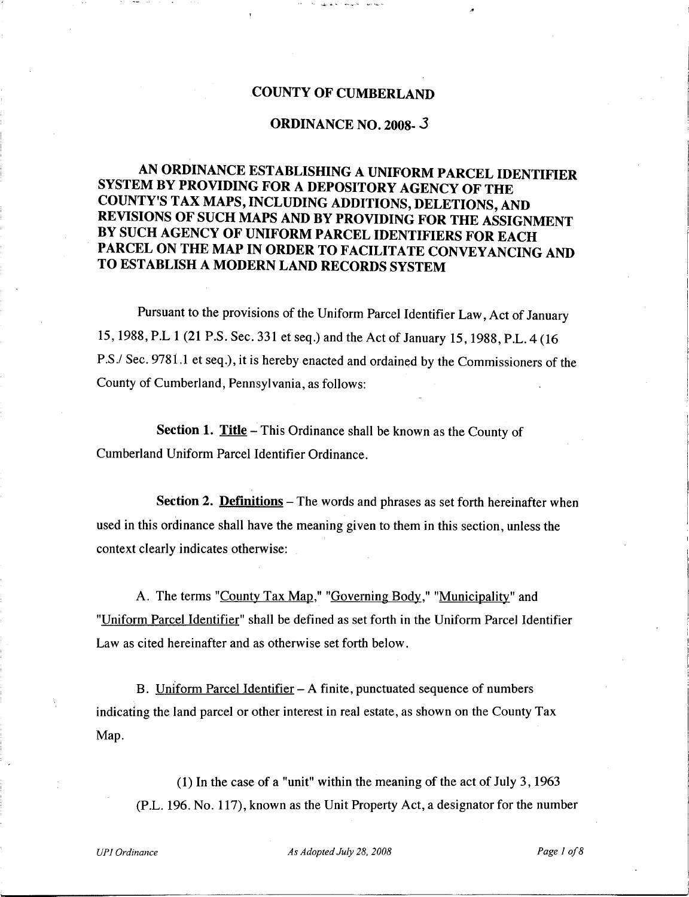# COUNTY OF CUMBERLAND

## ORDINANCE NO. 2008- 3

## AN ORDINANCE ESTABLISHING A UNIFORM PARCEL IDENTIFIER SYSTEM BY PROVIDING FOR A DEPOSITORY AGENCY OF THE COUNTY'S TAX MAPS, INCLUDING ADDITIONS, DELETIONS, AND REVISIONS OF SUCH MAPS AND BY PROVIDING FOR THE ASSIGNMENT BY SUCH AGENCY OF UNIFORM PARCEL IDENTIFIERS FOR EACH PARCEL ON THE MAP IN ORDER TO FACILITATE CONVEYANCING AND TO ESTABLISH A MODERN LAND RECORDS SYSTEM

Pursuant to the provisions of the Uniform Parcel Identifier Law, Act of January 15, 1988, P.L 1 (21 P.S. Sec. 331 et seq.) and the Act of January 15, 1988, P.L. 4 (16 P.S./ Sec. 9781.1 et seq.), it is hereby enacted and ordained by the Commissioners of the County of Cumberland, Pennsylvania, as follows:

**Section 1. Title** – This Ordinance shall be known as the County of Cumberland Uniform Parcel Identifier Ordinance.

**Section 2. Definitions** – The words and phrases as set forth hereinafter when used in this ordinance shall have the meaning given to them in this section, unless the context clearly indicates otherwise:

A. The terms "County Tax Map," "Governing Body," "Municipality" and "Uniform Parcel Identifier" shall be defined as set forth in the Uniform Parcel Identifier Law as cited hereinafter and as otherwise set forth below.

B. Uniform Parcel Identifier – A finite, punctuated sequence of numbers indicating the land parcel or other interest in real estate, as shown on the County Tax Map.

(1) In the case of a "unit" within the meaning of the act of July 3, 1963 (P.L. 196. No. 117), known as the Unit Property Act, a designator for the number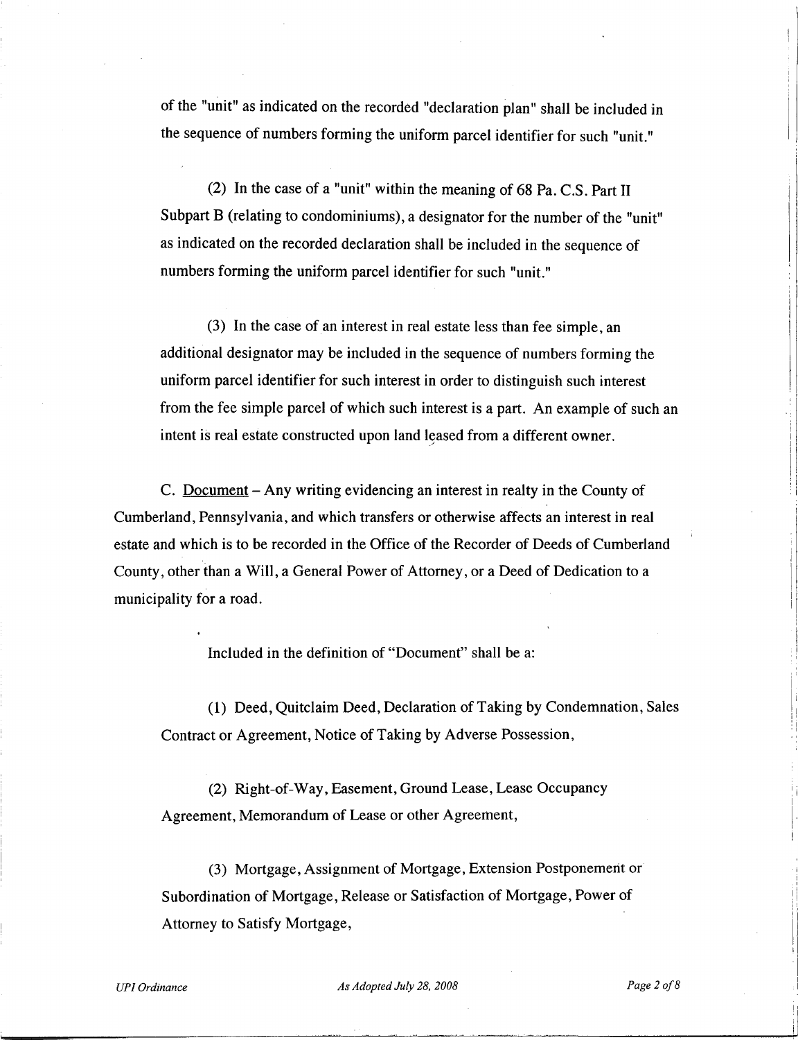of the "unit" as indicated on the recorded "declaration plan" shall be included in the sequence of numbers forming the uniform parcel identifier for such "unit."

(2) In the case of a "unit" within the meaning of 68 Pa. C.S. Part II Subpart B (relating to condominiums), a designator for the number of the "unit" as indicated on the recorded declaration shall be included in the sequence of numbers forming the uniform parcel identifier for such "unit."

(3) In the case of an interest in real estate less than fee simple, an additional designator may be included in the sequence of numbers forming the uniform parcel identifier for such interest in order to distinguish such interest from the fee simple parcel of which such interest is a part. An example of such an intent is real estate constructed upon land leased from a different owner.

C. <u>Document</u> – Any writing evidencing an interest in realty in the County of Cumberland, Pennsylvania, and which transfers or otherwise affects an interest in real estate and which is to be recorded in the Office of the Recorder of Deeds of Cumberland County, other than a Will, a General Power of Attorney, or a Deed of Dedication to a municipality for a road.

Included in the definition of "Document" shall be a:

(1) Deed, Quitclaim Deed, Declaration of Taking by Condemnation, Sales Contract or Agreement, Notice of Taking by Adverse Possession,

(2) Right-of-Way, Easement, Ground Lease, Lease Occupancy Agreement, Memorandum of Lease or other Agreement,

(3) Mortgage, Assignment of Mortgage, Extension Postponement or Subordination of Mortgage, Release or Satisfaction of Mortgage, Power of Attorney to Satisfy Mortgage,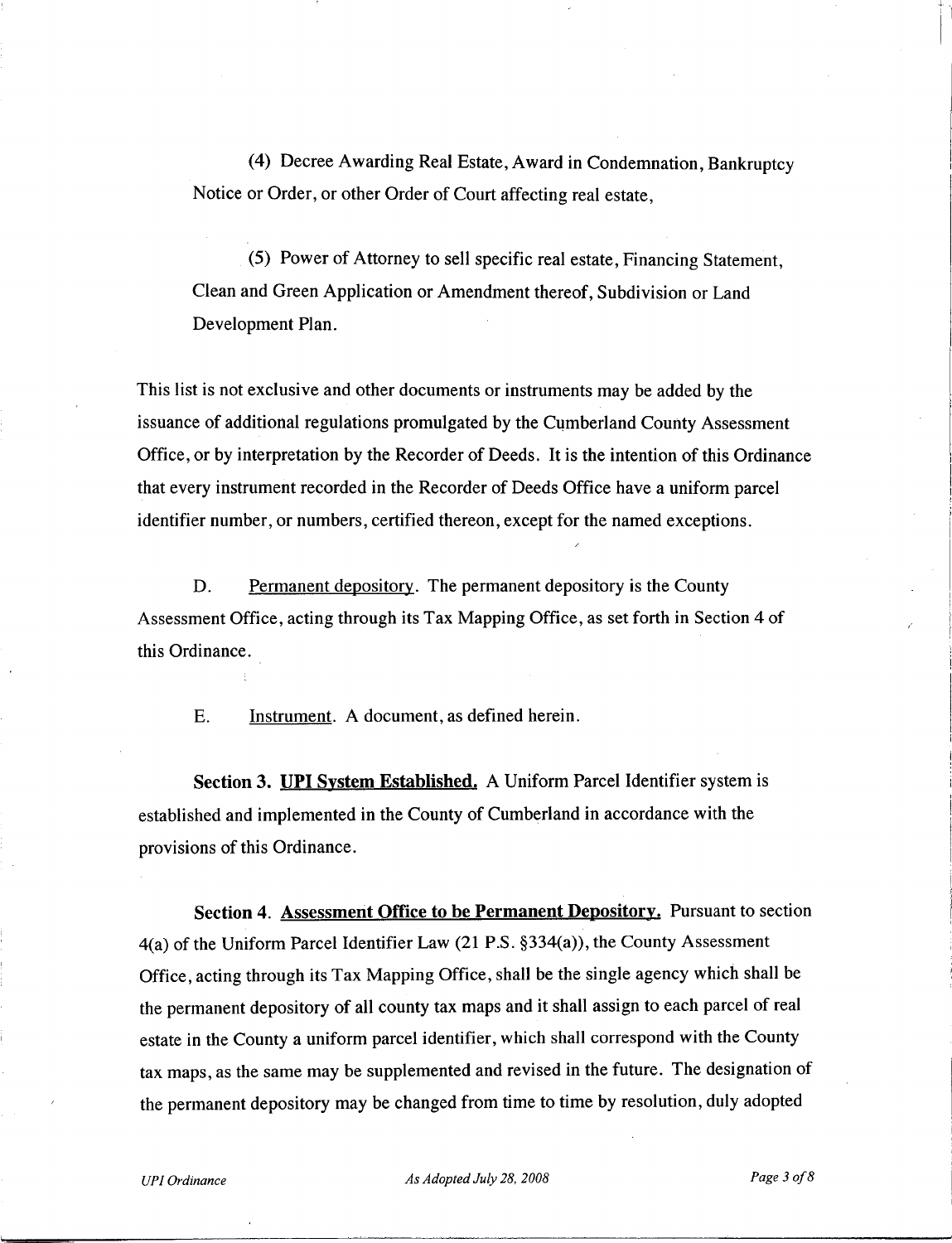(4) Decree Awarding Real Estate, Award in Condemnation, Bankruptcy Notice or Order, or other Order of Court affecting real estate,

(5) Power of Attorney to sell specific real estate, Financing Statement, Clean and Green Application or Amendment thereof, Subdivision or Land Development Plan.

This list is not exclusive and other documents or instruments may be added by the issuance of additional regulations promulgated by the Cumberland County Assessment Office, or by interpretation by the Recorder of Deeds. It is the intention of this Ordinance that every instrument recorded in the Recorder of Deeds Office have a uniform parcel identifier number, or numbers, certified thereon, except for the named exceptions.

D. Permanent depository. The permanent depository is the County Assessment Office, acting through its Tax Mapping Office, as set forth in Section 4 of this Ordinance.

E. Instrument. A document, as defined herein.

**Section 3. UPI System Established.** A Uniform Parcel Identifier system is established and implemented in the County of Cumberland in accordance with the provisions of this Ordinance.

**Section 4. Assessment Office to be Permanent Depository.** Pursuant to section 4(a) of the Uniform Parcel Identifier Law (21 P.S. §334(a)), the County Assessment Office, acting through its Tax Mapping Office, shall be the single agency which shall be the permanent depository of all county tax maps and it shall assign to each parcel of real estate in the County a uniform parcel identifier, which shall correspond with the County tax maps, as the same may be supplemented and revised in the future. The designation of the permanent depository may be changed from time to time by resolution, duly adopted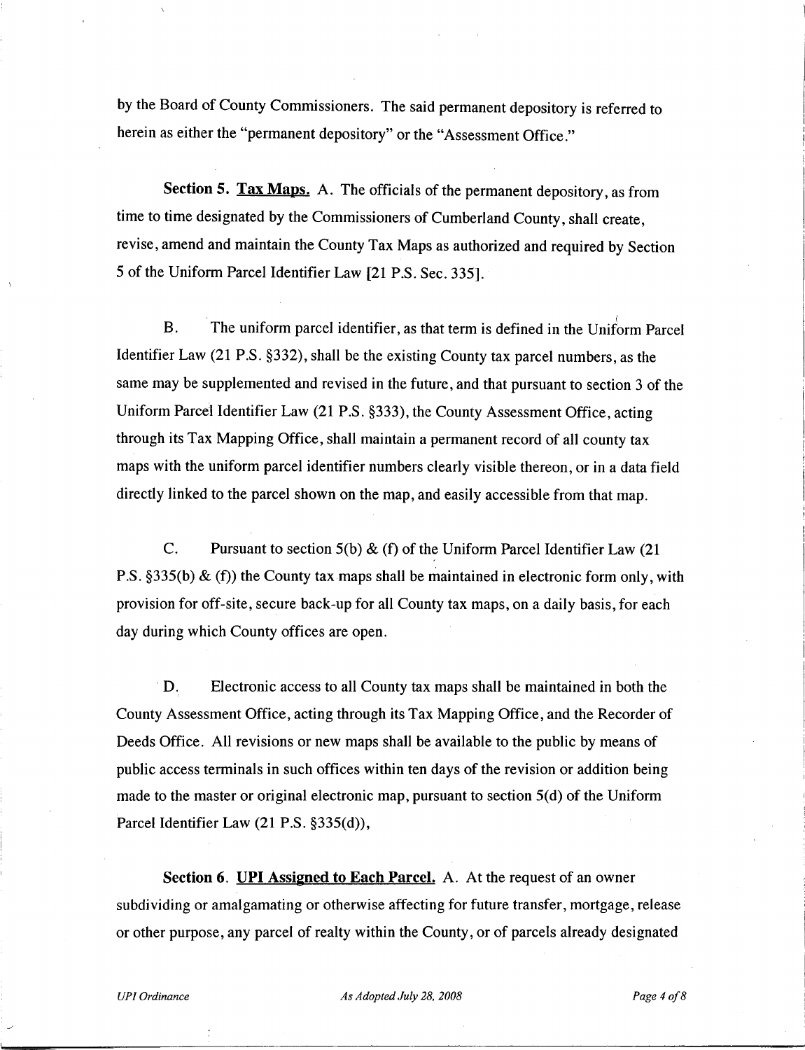by the Board of County Commissioners. The said permanent depository is referred to herein as either the "permanent depository" or the "Assessment Office."

**Section 5. Tax Maps.** A. The officials of the permanent depository, as from time to time designated by the Commissioners of Cumberland County, shall create, revise, amend and maintain the County Tax Maps as authorized and required by Section 5 of the Uniform Parcel Identifier Law [21 P.S. Sec. 335].

B. The uniform parcel identifier, as that term is defined in the Uniform Parcel Identifier Law (21 P.S. §332), shall be the existing County tax parcel numbers, as the same may be supplemented and revised in the future, and that pursuant to section 3 of the Uniform Parcel Identifier Law (21 P.S. §333), the County Assessment Office, acting through its Tax Mapping Office, shall maintain a permanent record of all county tax maps with the uniform parcel identifier numbers clearly visible thereon, or in a data field directly linked to the parcel shown on the map, and easily accessible from that map.

C. Pursuant to section 5(b) & (f) of the Uniform Parcel Identifier Law (21 P.S. §335(b) & (f)) the County tax maps shall be maintained in electronic form only, with provision for off-site, secure back-up for all County tax maps, on a daily basis, for each day during which County offices are open.

D. Electronic access to all County tax maps shall be maintained in both the County Assessment Office, acting through its Tax Mapping Office, and the Recorder of Deeds Office. All revisions or new maps shall be available to the public by means of public access terminals in such offices within ten days of the revision or addition being made to the master or original electronic map, pursuant to section 5(d) of the Uniform Parcel Identifier Law (21 P.S. §335(d)),

**Section 6. UPI Assigned to Each Parcel.** A. At the request of an owner subdividing or amalgamating or otherwise affecting for future transfer, mortgage, release or other purpose, any parcel of realty within the County, or of parcels already designated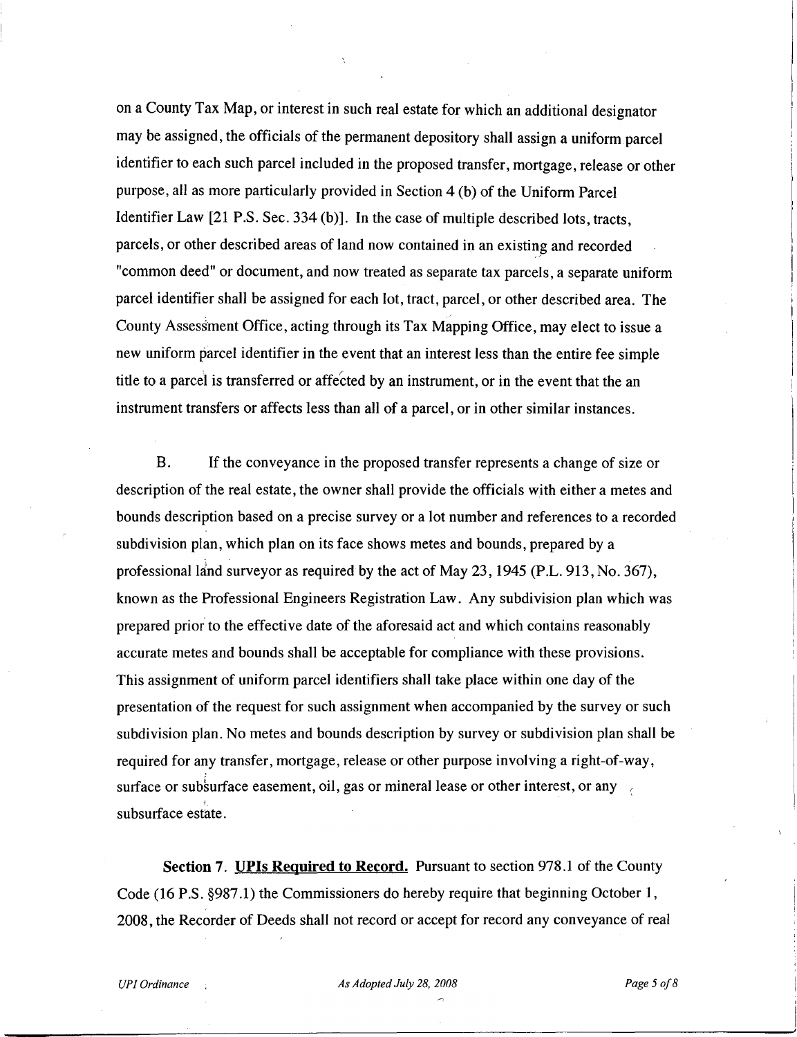on a County Tax Map, or interest in such real estate for which an additional designator may be assigned, the officials of the permanent depository shall assign a uniform parcel identifier to each such parcel included in the proposed transfer, mortgage, release or other purpose, all as more particularly provided in Section 4 (b) of the Uniform Parcel Identifier Law [21 P.S. Sec. 334 (b)]. In the case of multiple described lots, tracts, parcels, or other described areas of land now contained in an existing and recorded "common deed" or document, and now treated as separate tax parcels, a separate uniform parcel identifier shall be assigned for each lot, tract, parcel, or other described area. The County Assessment Office, acting through its Tax Mapping Office, may elect to issue a new uniform parcel identifier in the event that an interest less than the entire fee simple title to a parcel is transferred or affected by an instrument, or in the event that the an instrument transfers or affects less than all of a parcel, or in other similar instances.

B. If the conveyance in the proposed transfer represents a change of size or description of the real estate, the owner shall provide the officials with either a metes and bounds description based on a precise survey or a lot number and references to a recorded subdivision plan, which plan on its face shows metes and bounds, prepared by a professional land surveyor as required by the act of May 23, 1945 (P.L. 913, No. 367), known as the Professional Engineers Registration Law. Any subdivision plan which was prepared prior to the effective date of the aforesaid act and which contains reasonably accurate metes and bounds shall be acceptable for compliance with these provisions. This assignment of uniform parcel identifiers shall take place within one day of the presentation of the request for such assignment when accompanied by the survey or such subdivision plan. No metes and bounds description by survey or subdivision plan shall be required for any transfer, mortgage, release or other purpose involving a right-of-way, surface or subsurface easement, oil, gas or mineral lease or other interest, or any subsurface estate.

**Section 7. <u>UPIs Required to Record.</u>** Pursuant to section 978.1 of the County Code (16 P.S. §987.1) the Commissioners do hereby require that beginning October 1, 2008, the Recorder of Deeds shall not record or accept for record any conveyance of real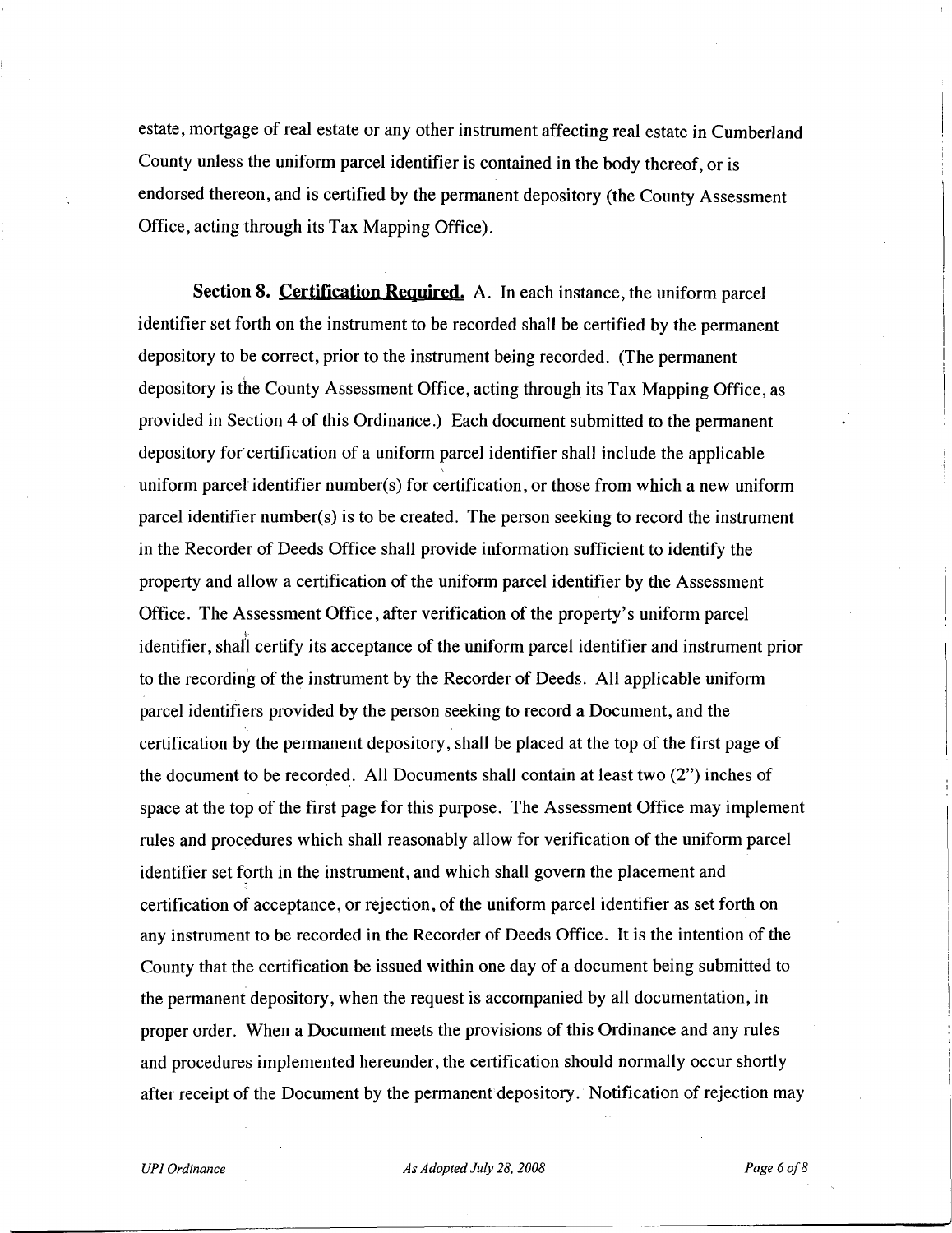estate, mortgage of real estate or any other instrument affecting real estate in Cumberland County unless the uniform parcel identifier is contained in the body thereof, or is endorsed thereon, and is certified by the permanent depository (the County Assessment Office, acting through its Tax Mapping Office).

**Section 8. <u>Certification Required.</u>** A. In each instance, the uniform parcel identifier set forth on the instrument to be recorded shall be certified by the permanent depository to be correct, prior to the instrument being recorded. (The permanent depository is the County Assessment Office, acting through its Tax Mapping Office, as provided in Section 4 of this Ordinance.) Each document submitted to the permanent depository for certification of a uniform parcel identifier shall include the applicable uniform parcel identifier number(s) for certification, or those from which a new uniform parcel identifier number(s) is to be created. The person seeking to record the instrument in the Recorder of Deeds Office shall provide information sufficient to identify the property and allow a certification of the uniform parcel identifier by the Assessment Office. The Assessment Office, after verification of the property's uniform parcel identifier, shall certify its acceptance of the uniform parcel identifier and instrument prior to the recording of the instrument by the Recorder of Deeds. All applicable uniform parcel identifiers provided by the person seeking to record a Document, and the certification by the permanent depository, shall be placed at the top of the first page of the document to be recorded. All Documents shall contain at least two (2") inches of space at the top of the first page for this purpose. The Assessment Office may implement rules and procedures which shall reasonably allow for verification of the uniform parcel identifier set forth in the instrument, and which shall govern the placement and certification of acceptance, or rejection, of the uniform parcel identifier as set forth on any instrument to be recorded in the Recorder of Deeds Office. It is the intention of the County that the certification be issued within one day of a document being submitted to the permanent depository, when the request is accompanied by all documentation, in proper order. When a Document meets the provisions of this Ordinance and any rules and procedures implemented hereunder, the certification should normally occur shortly after receipt of the Document by the permanent depository. Notification of rejection may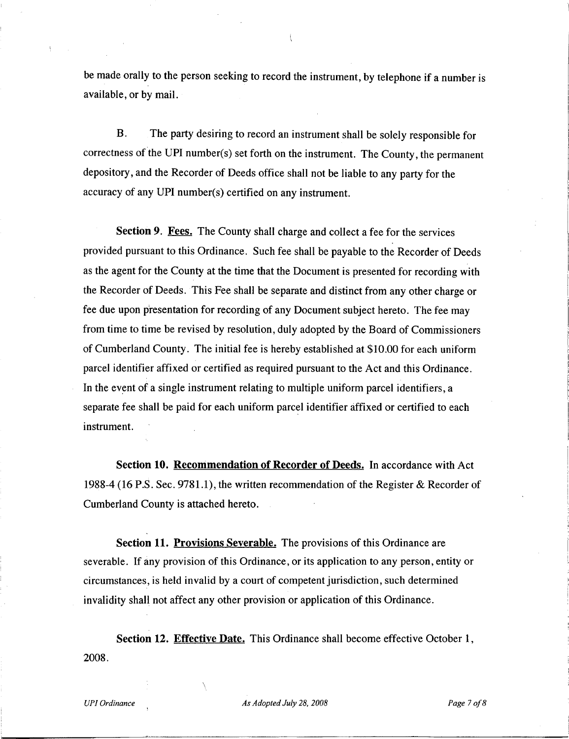be made orally to the person seeking to record the instrument, by telephone if a number is available, or by mail.

B. The party desiring to record an instrument shall be solely responsible for correctness of the UPI number(s) set forth on the instrument. The County, the permanent depository, and the Recorder of Deeds office shall not be liable to any party for the accuracy of any UPI number(s) certified on any instrument.

**Section 9. <u>Fees.</u>** The County shall charge and collect a fee for the services provided pursuant to this Ordinance. Such fee shall be payable to the Recorder of Deeds as the agent for the County at the time that the Document is presented for recording with the Recorder of Deeds. This Fee shall be separate and distinct from any other charge or fee due upon presentation for recording of any Document subject hereto. The fee may from time to time be revised by resolution, duly adopted by the Board of Commissioners of Cumberland County. The initial fee is hereby established at $10.00 for each uniform parcel identifier affixed or certified as required pursuant to the Act and this Ordinance. In the event of a single instrument relating to multiple uniform parcel identifiers, a separate fee shall be paid for each uniform parcel identifier affixed or certified to each instrument.

**Section 10. <u>Recommendation of Recorder of Deeds.</u>** In accordance with Act 1988-4 (16 P.S. Sec. 9781.1), the written recommendation of the Register & Recorder of Cumberland County is attached hereto.

**Section 11. <u>Provisions Severable.</u>** The provisions of this Ordinance are severable. If any provision of this Ordinance, or its application to any person, entity or circumstances, is held invalid by a court of competent jurisdiction, such determined invalidity shall not affect any other provision or application of this Ordinance.

**Section 12. <u>Effective Date.</u>** This Ordinance shall become effective October 1, 2008.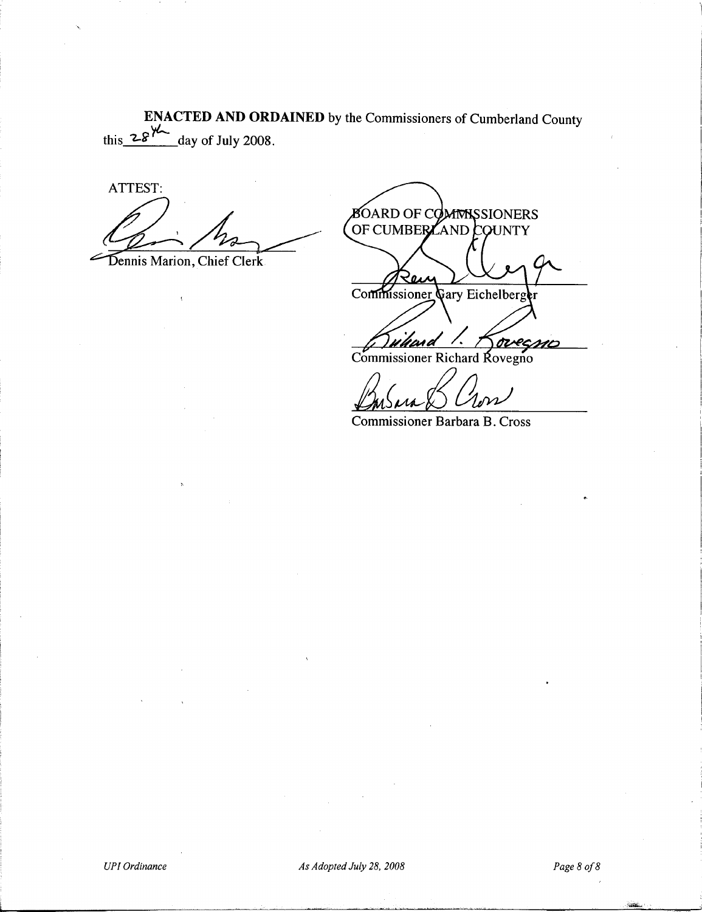**ENACTED AND ORDAINED** by the Commissioners of Cumberland County this 28th day of July 2008.

ATTEST:

Dennis Marion, Chief Clerk

BOARD OF COMMISSIONERS
OF CUMBERLAND COUNTY

Commissioner Gary Eichelberger

Commissioner Richard Rovegno

Commissioner Barbara B. Cross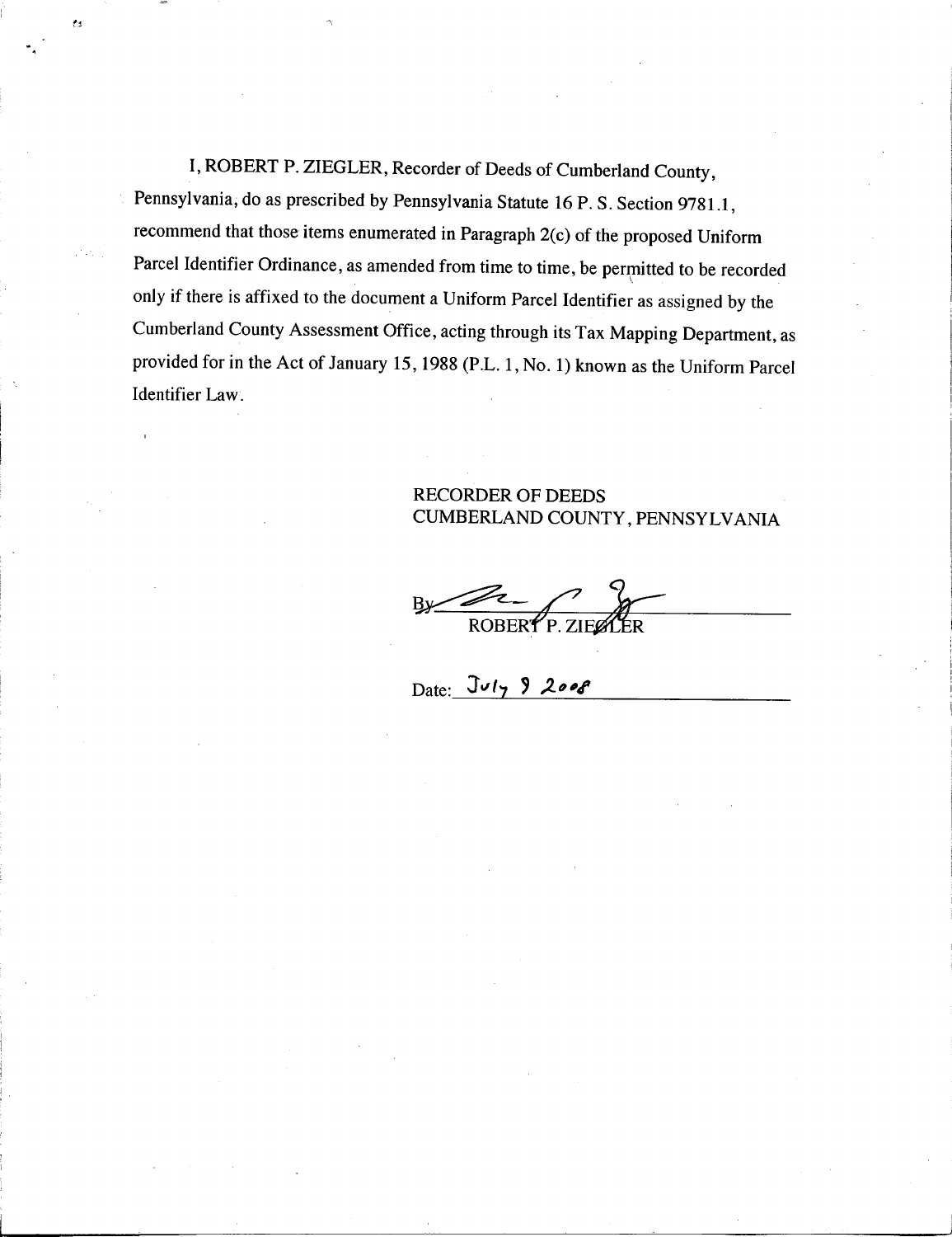I, ROBERT P. ZIEGLER, Recorder of Deeds of Cumberland County, Pennsylvania, do as prescribed by Pennsylvania Statute 16 P. S. Section 9781.1, recommend that those items enumerated in Paragraph 2(c) of the proposed Uniform Parcel Identifier Ordinance, as amended from time to time, be permitted to be recorded only if there is affixed to the document a Uniform Parcel Identifier as assigned by the Cumberland County Assessment Office, acting through its Tax Mapping Department, as provided for in the Act of January 15, 1988 (P.L. 1, No. 1) known as the Uniform Parcel Identifier Law.

RECORDER OF DEEDS
CUMBERLAND COUNTY, PENNSYLVANIA

By: ______________________
ROBERT P. ZIEGLER

Date: July 9 2008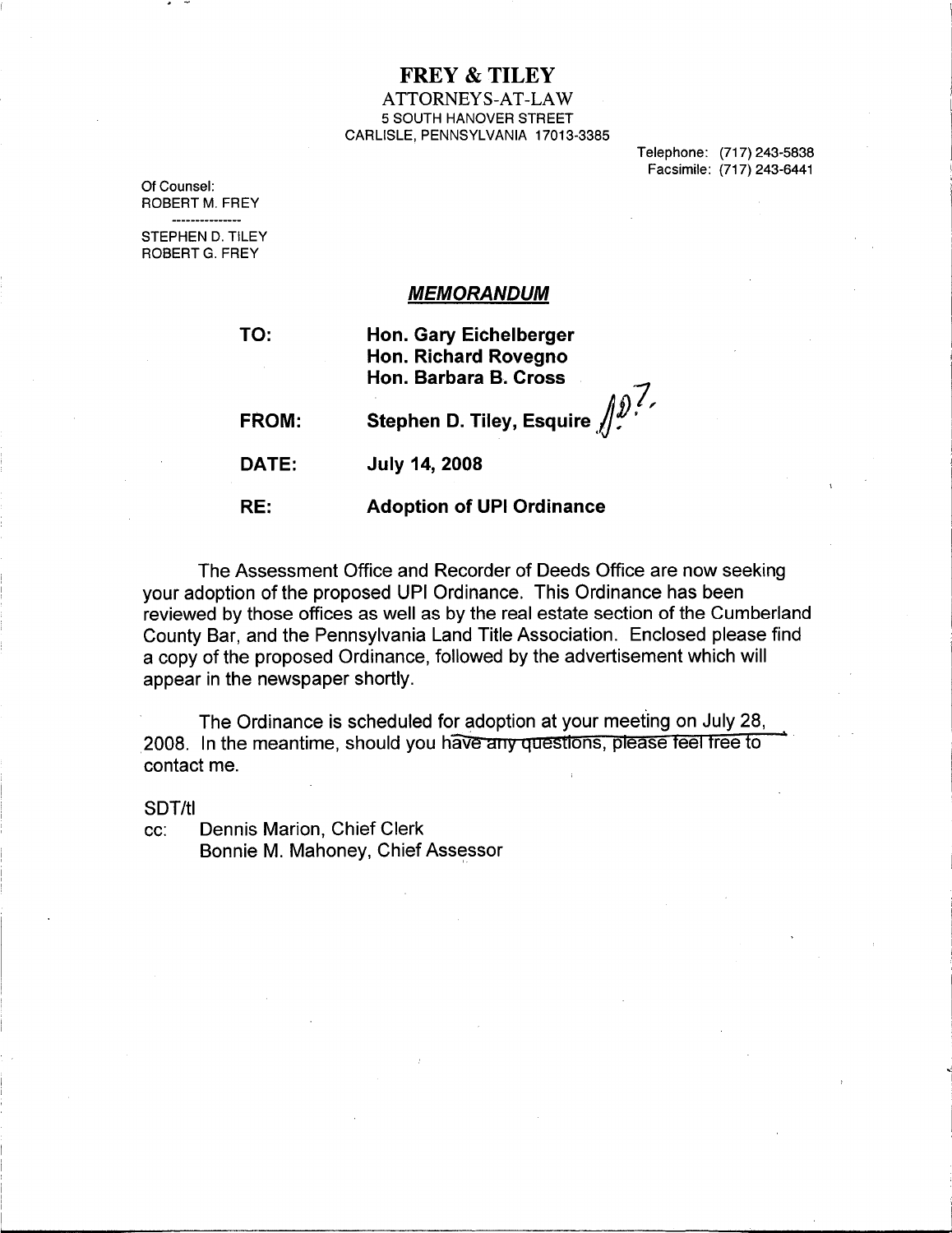# FREY & TILEY

ATTORNEYS-AT-LAW
5 SOUTH HANOVER STREET
CARLISLE, PENNSYLVANIA 17013-3385

Telephone: (717) 243-5838
Facsimile: (717) 243-6441

Of Counsel:
ROBERT M. FREY

---

STEPHEN D. TILEY
ROBERT G. FREY

## *MEMORANDUM*

**TO:** **Hon. Gary Eichelberger**
**Hon. Richard Rovegno**
**Hon. Barbara B. Cross**

**FROM:** **Stephen D. Tiley, Esquire** SDT

**DATE:** **July 14, 2008**

**RE:** **Adoption of UPI Ordinance**

The Assessment Office and Recorder of Deeds Office are now seeking your adoption of the proposed UPI Ordinance. This Ordinance has been reviewed by those offices as well as by the real estate section of the Cumberland County Bar, and the Pennsylvania Land Title Association. Enclosed please find a copy of the proposed Ordinance, followed by the advertisement which will appear in the newspaper shortly.

The Ordinance is scheduled for adoption at your meeting on July 28, 2008. In the meantime, should you have any questions, please feel free to contact me.

SDT/tl

cc: Dennis Marion, Chief Clerk
Bonnie M. Mahoney, Chief Assessor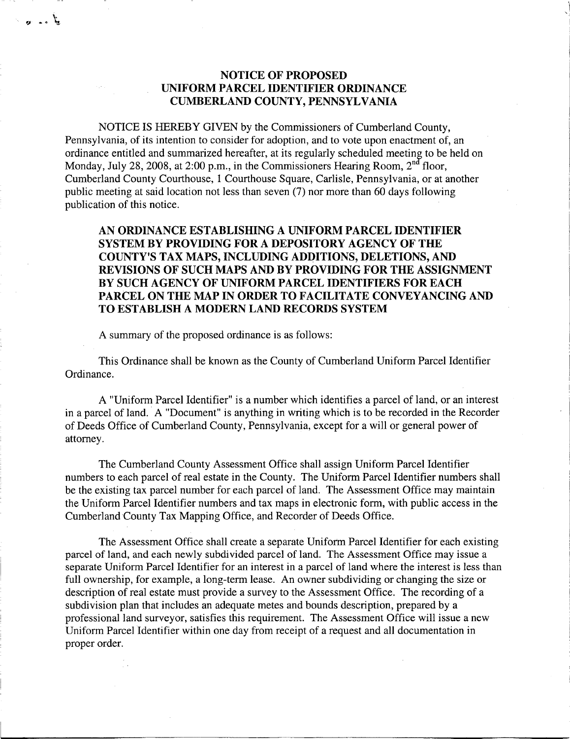# NOTICE OF PROPOSED UNIFORM PARCEL IDENTIFIER ORDINANCE CUMBERLAND COUNTY, PENNSYLVANIA

NOTICE IS HEREBY GIVEN by the Commissioners of Cumberland County, Pennsylvania, of its intention to consider for adoption, and to vote upon enactment of, an ordinance entitled and summarized hereafter, at its regularly scheduled meeting to be held on Monday, July 28, 2008, at 2:00 p.m., in the Commissioners Hearing Room, 2nd floor, Cumberland County Courthouse, 1 Courthouse Square, Carlisle, Pennsylvania, or at another public meeting at said location not less than seven (7) nor more than 60 days following publication of this notice.

**AN ORDINANCE ESTABLISHING A UNIFORM PARCEL IDENTIFIER SYSTEM BY PROVIDING FOR A DEPOSITORY AGENCY OF THE COUNTY'S TAX MAPS, INCLUDING ADDITIONS, DELETIONS, AND REVISIONS OF SUCH MAPS AND BY PROVIDING FOR THE ASSIGNMENT BY SUCH AGENCY OF UNIFORM PARCEL IDENTIFIERS FOR EACH PARCEL ON THE MAP IN ORDER TO FACILITATE CONVEYANCING AND TO ESTABLISH A MODERN LAND RECORDS SYSTEM**

A summary of the proposed ordinance is as follows:

This Ordinance shall be known as the County of Cumberland Uniform Parcel Identifier Ordinance.

A "Uniform Parcel Identifier" is a number which identifies a parcel of land, or an interest in a parcel of land. A "Document" is anything in writing which is to be recorded in the Recorder of Deeds Office of Cumberland County, Pennsylvania, except for a will or general power of attorney.

The Cumberland County Assessment Office shall assign Uniform Parcel Identifier numbers to each parcel of real estate in the County. The Uniform Parcel Identifier numbers shall be the existing tax parcel number for each parcel of land. The Assessment Office may maintain the Uniform Parcel Identifier numbers and tax maps in electronic form, with public access in the Cumberland County Tax Mapping Office, and Recorder of Deeds Office.

The Assessment Office shall create a separate Uniform Parcel Identifier for each existing parcel of land, and each newly subdivided parcel of land. The Assessment Office may issue a separate Uniform Parcel Identifier for an interest in a parcel of land where the interest is less than full ownership, for example, a long-term lease. An owner subdividing or changing the size or description of real estate must provide a survey to the Assessment Office. The recording of a subdivision plan that includes an adequate metes and bounds description, prepared by a professional land surveyor, satisfies this requirement. The Assessment Office will issue a new Uniform Parcel Identifier within one day from receipt of a request and all documentation in proper order.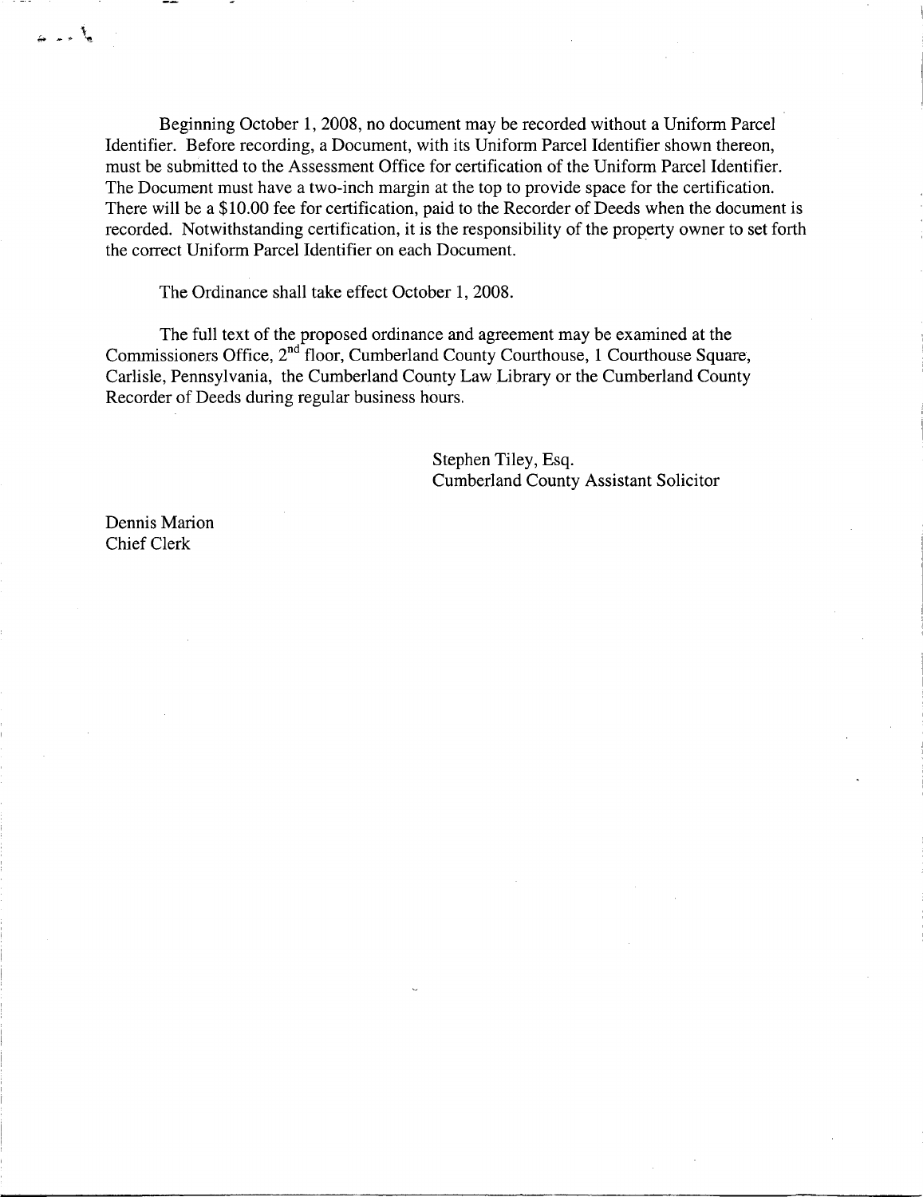Beginning October 1, 2008, no document may be recorded without a Uniform Parcel Identifier. Before recording, a Document, with its Uniform Parcel Identifier shown thereon, must be submitted to the Assessment Office for certification of the Uniform Parcel Identifier. The Document must have a two-inch margin at the top to provide space for the certification. There will be a $10.00 fee for certification, paid to the Recorder of Deeds when the document is recorded. Notwithstanding certification, it is the responsibility of the property owner to set forth the correct Uniform Parcel Identifier on each Document.

The Ordinance shall take effect October 1, 2008.

The full text of the proposed ordinance and agreement may be examined at the Commissioners Office, 2nd floor, Cumberland County Courthouse, 1 Courthouse Square, Carlisle, Pennsylvania, the Cumberland County Law Library or the Cumberland County Recorder of Deeds during regular business hours.

Stephen Tiley, Esq.
Cumberland County Assistant Solicitor

Dennis Marion
Chief Clerk